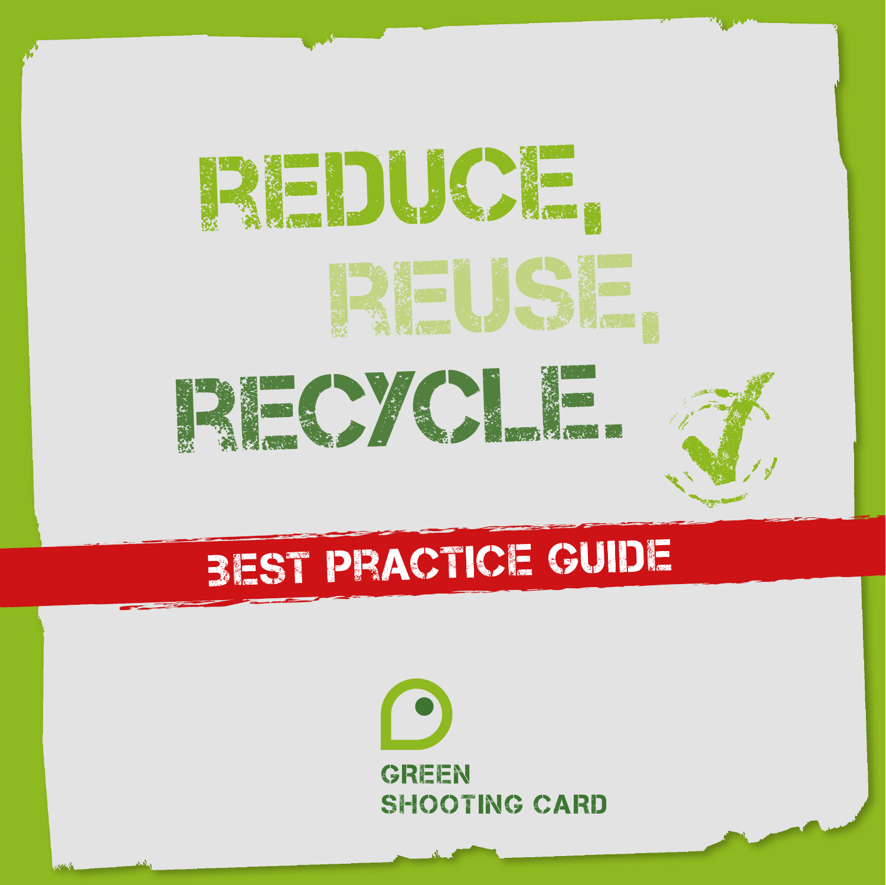# REDUCE, REUSE, RECYCLE.

## BEST PRACTICE GUIDE

GREEN SHOOTING CARD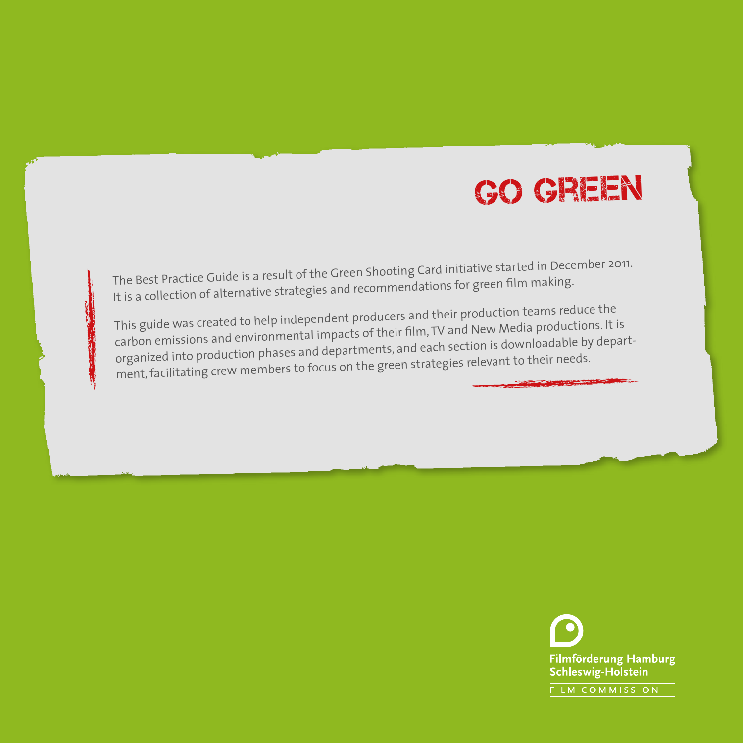# GO GREEN

The Best Practice Guide is a result of the Green Shooting Card initiative started in December 2011. It is a collection of alternative strategies and recommendations for green film making.

This guide was created to help independent producers and their production teams reduce the carbon emissions and environmental impacts of their film, TV and New Media productions. It is organized into production phases and departments, and each section is downloadable by department, facilitating crew members to focus on the green strategies relevant to their needs.

Filmförderung Hamburg Schleswig-Holstein

FILM COMMISSION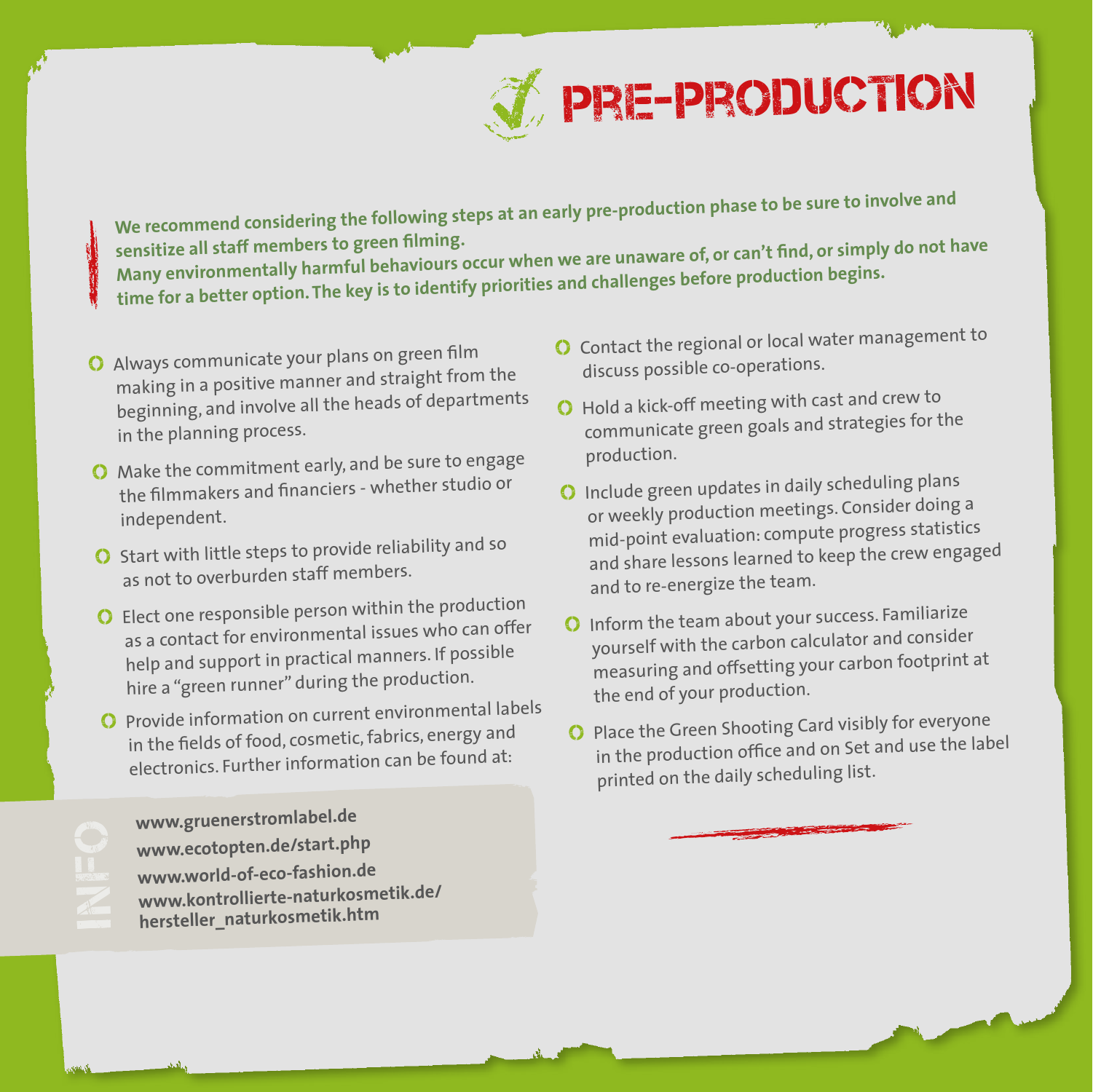# PRE-PRODUCTION

**We recommend considering the following steps at an early pre-production phase to be sure to involve and sensitize all staff members to green filming.**
**Many environmentally harmful behaviours occur when we are unaware of, or can't find, or simply do not have time for a better option. The key is to identify priorities and challenges before production begins.**

- Always communicate your plans on green film making in a positive manner and straight from the beginning, and involve all the heads of departments in the planning process.
- Make the commitment early, and be sure to engage the filmmakers and financiers - whether studio or independent.
- Start with little steps to provide reliability and so as not to overburden staff members.
- Elect one responsible person within the production as a contact for environmental issues who can offer help and support in practical manners. If possible hire a "green runner" during the production.
- Provide information on current environmental labels in the fields of food, cosmetic, fabrics, energy and electronics. Further information can be found at:

**INFO**

**www.gruenerstromlabel.de**
**www.ecotopten.de/start.php**
**www.world-of-eco-fashion.de**
**www.kontrollierte-naturkosmetik.de/hersteller_naturkosmetik.htm**

- Contact the regional or local water management to discuss possible co-operations.
- Hold a kick-off meeting with cast and crew to communicate green goals and strategies for the production.
- Include green updates in daily scheduling plans or weekly production meetings. Consider doing a mid-point evaluation: compute progress statistics and share lessons learned to keep the crew engaged and to re-energize the team.
- Inform the team about your success. Familiarize yourself with the carbon calculator and consider measuring and offsetting your carbon footprint at the end of your production.
- Place the Green Shooting Card visibly for everyone in the production office and on Set and use the label printed on the daily scheduling list.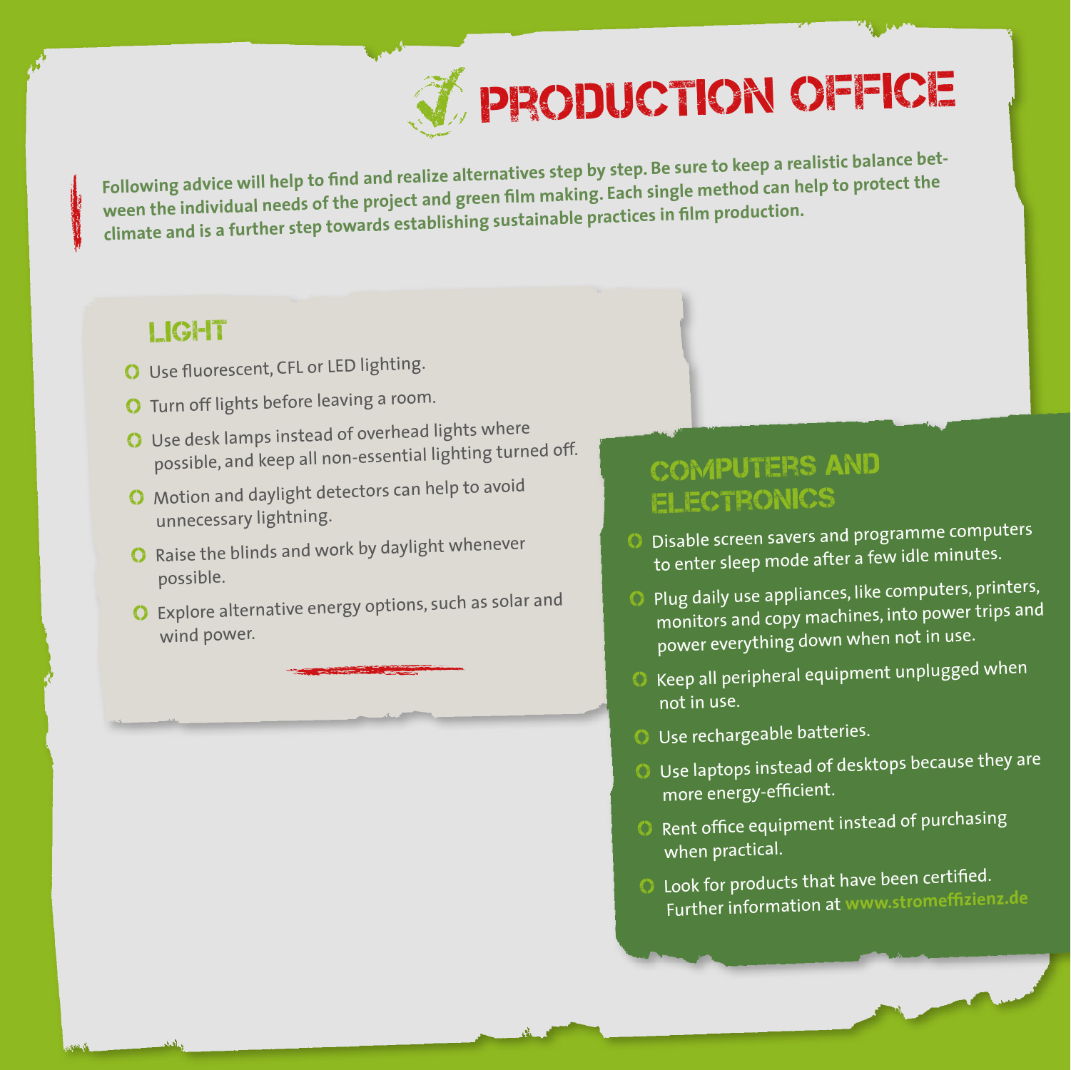# PRODUCTION OFFICE

**Following advice will help to find and realize alternatives step by step. Be sure to keep a realistic balance between the individual needs of the project and green film making. Each single method can help to protect the climate and is a further step towards establishing sustainable practices in film production.**

## LIGHT

- Use fluorescent, CFL or LED lighting.
- Turn off lights before leaving a room.
- Use desk lamps instead of overhead lights where possible, and keep all non-essential lighting turned off.
- Motion and daylight detectors can help to avoid unnecessary lightning.
- Raise the blinds and work by daylight whenever possible.
- Explore alternative energy options, such as solar and wind power.

## COMPUTERS AND ELECTRONICS

- Disable screen savers and programme computers to enter sleep mode after a few idle minutes.
- Plug daily use appliances, like computers, printers, monitors and copy machines, into power trips and power everything down when not in use.
- Keep all peripheral equipment unplugged when not in use.
- Use rechargeable batteries.
- Use laptops instead of desktops because they are more energy-efficient.
- Rent office equipment instead of purchasing when practical.
- Look for products that have been certified. Further information at www.stromeffizienz.de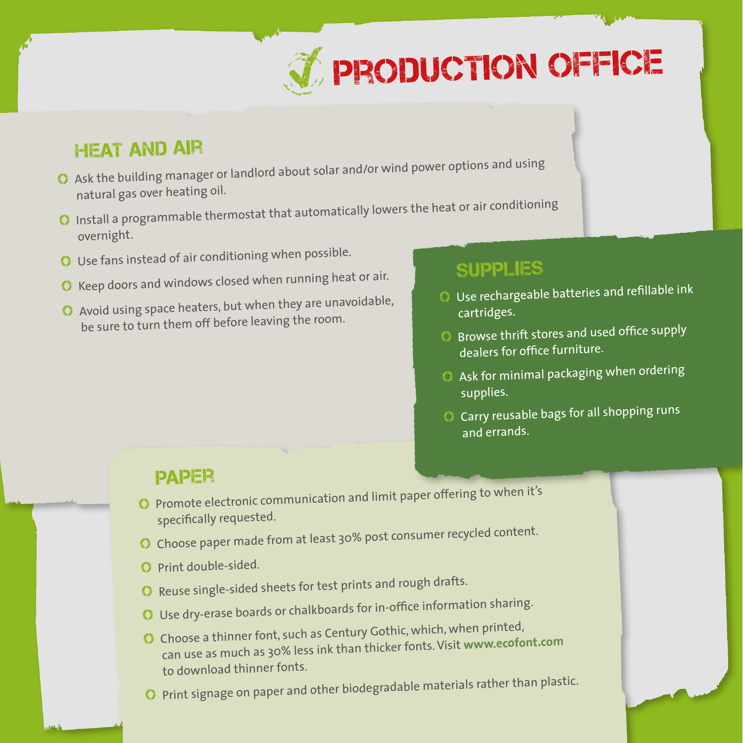# PRODUCTION OFFICE

## HEAT AND AIR

- Ask the building manager or landlord about solar and/or wind power options and using natural gas over heating oil.
- Install a programmable thermostat that automatically lowers the heat or air conditioning overnight.
- Use fans instead of air conditioning when possible.
- Keep doors and windows closed when running heat or air.
- Avoid using space heaters, but when they are unavoidable, be sure to turn them off before leaving the room.

## SUPPLIES

- Use rechargeable batteries and refillable ink cartridges.
- Browse thrift stores and used office supply dealers for office furniture.
- Ask for minimal packaging when ordering supplies.
- Carry reusable bags for all shopping runs and errands.

## PAPER

- Promote electronic communication and limit paper offering to when it's specifically requested.
- Choose paper made from at least 30% post consumer recycled content.
- Print double-sided.
- Reuse single-sided sheets for test prints and rough drafts.
- Use dry-erase boards or chalkboards for in-office information sharing.
- Choose a thinner font, such as Century Gothic, which, when printed, can use as much as 30% less ink than thicker fonts. Visit **www.ecofont.com** to download thinner fonts.
- Print signage on paper and other biodegradable materials rather than plastic.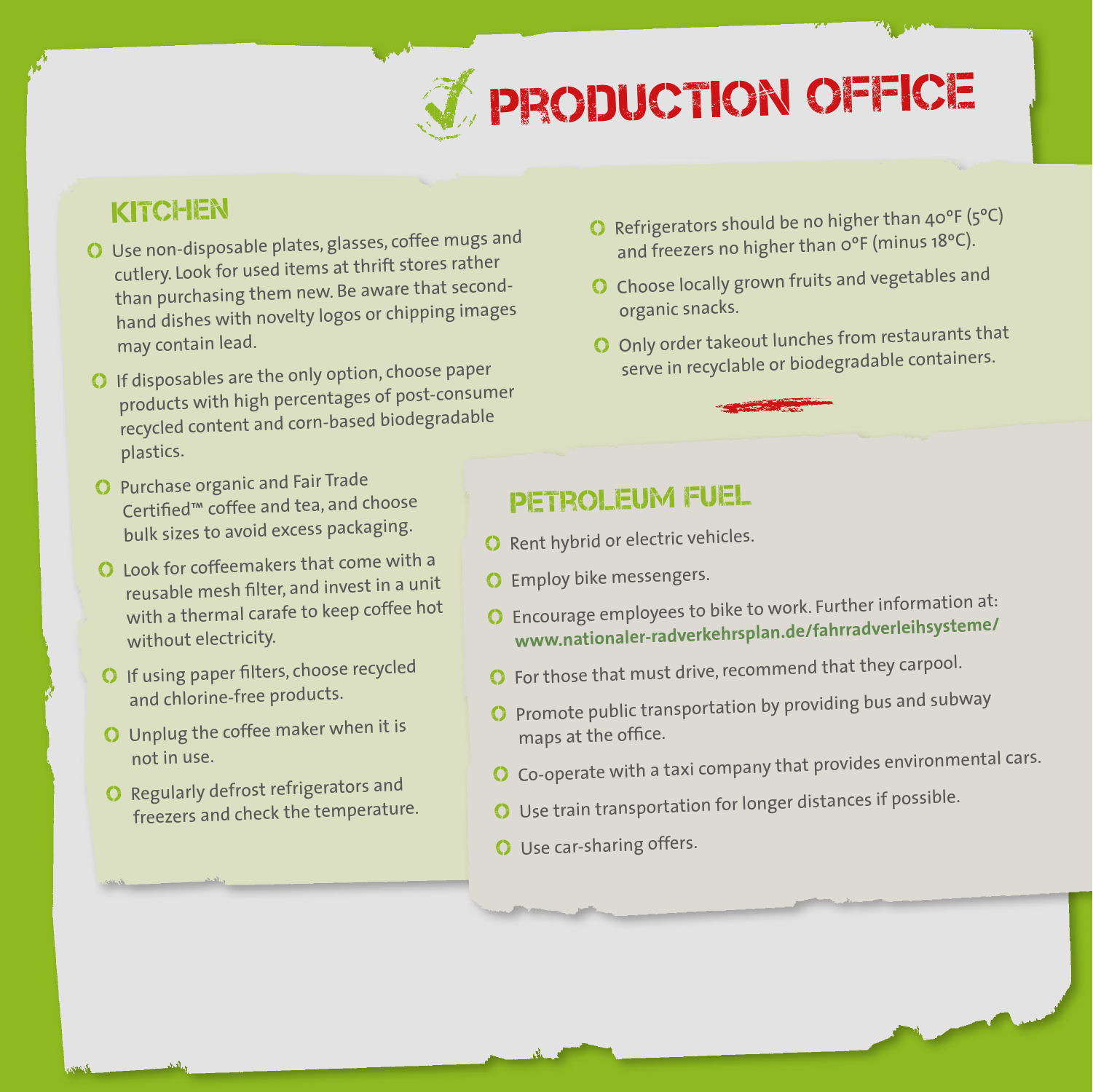# PRODUCTION OFFICE

## KITCHEN

- Use non-disposable plates, glasses, coffee mugs and cutlery. Look for used items at thrift stores rather than purchasing them new. Be aware that second-hand dishes with novelty logos or chipping images may contain lead.
- If disposables are the only option, choose paper products with high percentages of post-consumer recycled content and corn-based biodegradable plastics.
- Purchase organic and Fair Trade Certified™ coffee and tea, and choose bulk sizes to avoid excess packaging.
- Look for coffeemakers that come with a reusable mesh filter, and invest in a unit with a thermal carafe to keep coffee hot without electricity.
- If using paper filters, choose recycled and chlorine-free products.
- Unplug the coffee maker when it is not in use.
- Regularly defrost refrigerators and freezers and check the temperature.
- Refrigerators should be no higher than 40°F (5°C) and freezers no higher than 0°F (minus 18°C).
- Choose locally grown fruits and vegetables and organic snacks.
- Only order takeout lunches from restaurants that serve in recyclable or biodegradable containers.

## PETROLEUM FUEL

- Rent hybrid or electric vehicles.
- Employ bike messengers.
- Encourage employees to bike to work. Further information at: **www.nationaler-radverkehrsplan.de/fahrradverleihsysteme/**
- For those that must drive, recommend that they carpool.
- Promote public transportation by providing bus and subway maps at the office.
- Co-operate with a taxi company that provides environmental cars.
- Use train transportation for longer distances if possible.
- Use car-sharing offers.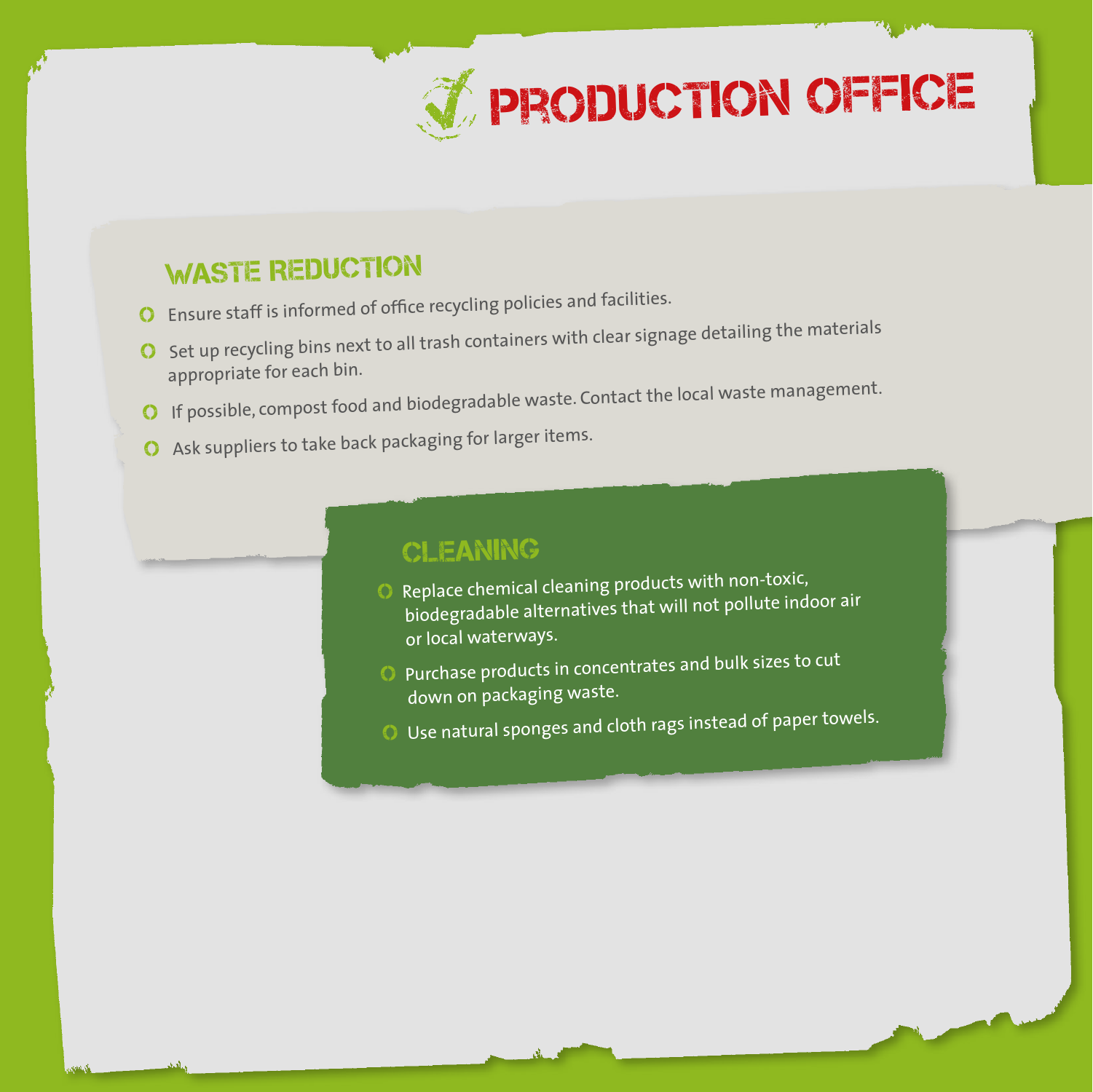# PRODUCTION OFFICE

## WASTE REDUCTION

- Ensure staff is informed of office recycling policies and facilities.
- Set up recycling bins next to all trash containers with clear signage detailing the materials appropriate for each bin.
- If possible, compost food and biodegradable waste. Contact the local waste management.
- Ask suppliers to take back packaging for larger items.

## CLEANING

- Replace chemical cleaning products with non-toxic, biodegradable alternatives that will not pollute indoor air or local waterways.
- Purchase products in concentrates and bulk sizes to cut down on packaging waste.
- Use natural sponges and cloth rags instead of paper towels.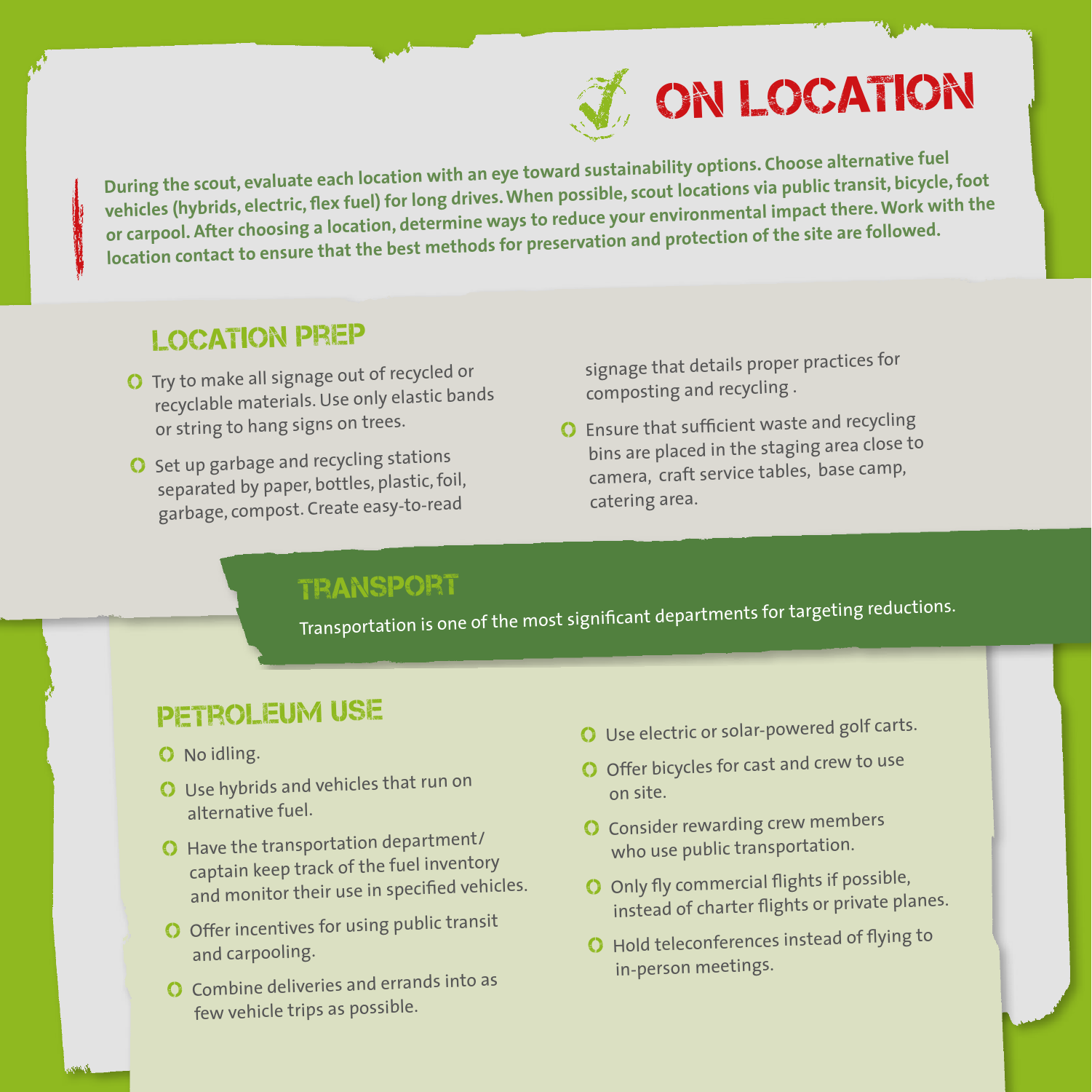# ON LOCATION

During the scout, evaluate each location with an eye toward sustainability options. Choose alternative fuel vehicles (hybrids, electric, flex fuel) for long drives. When possible, scout locations via public transit, bicycle, foot or carpool. After choosing a location, determine ways to reduce your environmental impact there. Work with the location contact to ensure that the best methods for preservation and protection of the site are followed.

## LOCATION PREP

- Try to make all signage out of recycled or recyclable materials. Use only elastic bands or string to hang signs on trees.
- Set up garbage and recycling stations separated by paper, bottles, plastic, foil, garbage, compost. Create easy-to-read signage that details proper practices for composting and recycling .
- Ensure that sufficient waste and recycling bins are placed in the staging area close to camera, craft service tables, base camp, catering area.

## TRANSPORT

Transportation is one of the most significant departments for targeting reductions.

## PETROLEUM USE

- No idling.
- Use hybrids and vehicles that run on alternative fuel.
- Have the transportation department/captain keep track of the fuel inventory and monitor their use in specified vehicles.
- Offer incentives for using public transit and carpooling.
- Combine deliveries and errands into as few vehicle trips as possible.
- Use electric or solar-powered golf carts.
- Offer bicycles for cast and crew to use on site.
- Consider rewarding crew members who use public transportation.
- Only fly commercial flights if possible, instead of charter flights or private planes.
- Hold teleconferences instead of flying to in-person meetings.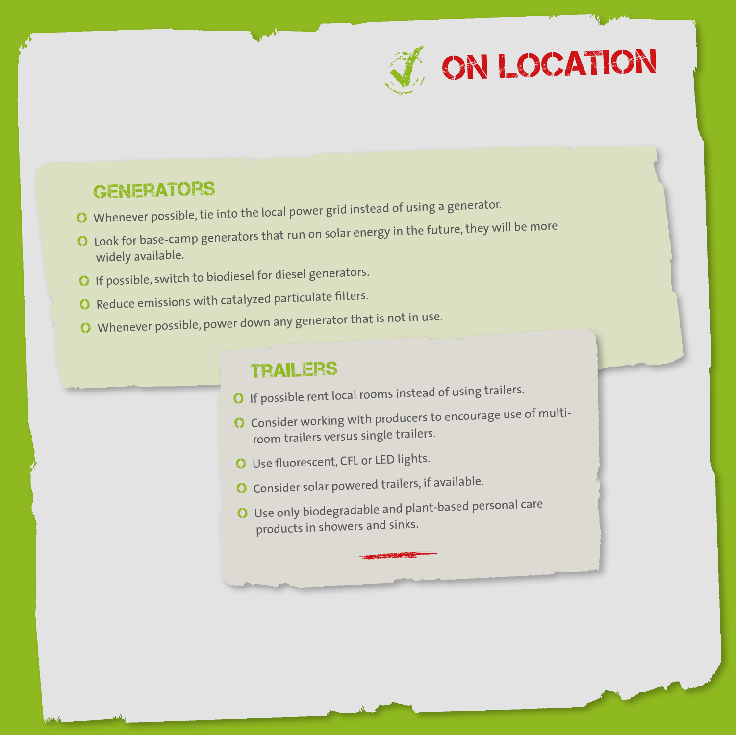# ON LOCATION

## GENERATORS

- Whenever possible, tie into the local power grid instead of using a generator.
- Look for base-camp generators that run on solar energy in the future, they will be more widely available.
- If possible, switch to biodiesel for diesel generators.
- Reduce emissions with catalyzed particulate filters.
- Whenever possible, power down any generator that is not in use.

## TRAILERS

- If possible rent local rooms instead of using trailers.
- Consider working with producers to encourage use of multi-room trailers versus single trailers.
- Use fluorescent, CFL or LED lights.
- Consider solar powered trailers, if available.
- Use only biodegradable and plant-based personal care products in showers and sinks.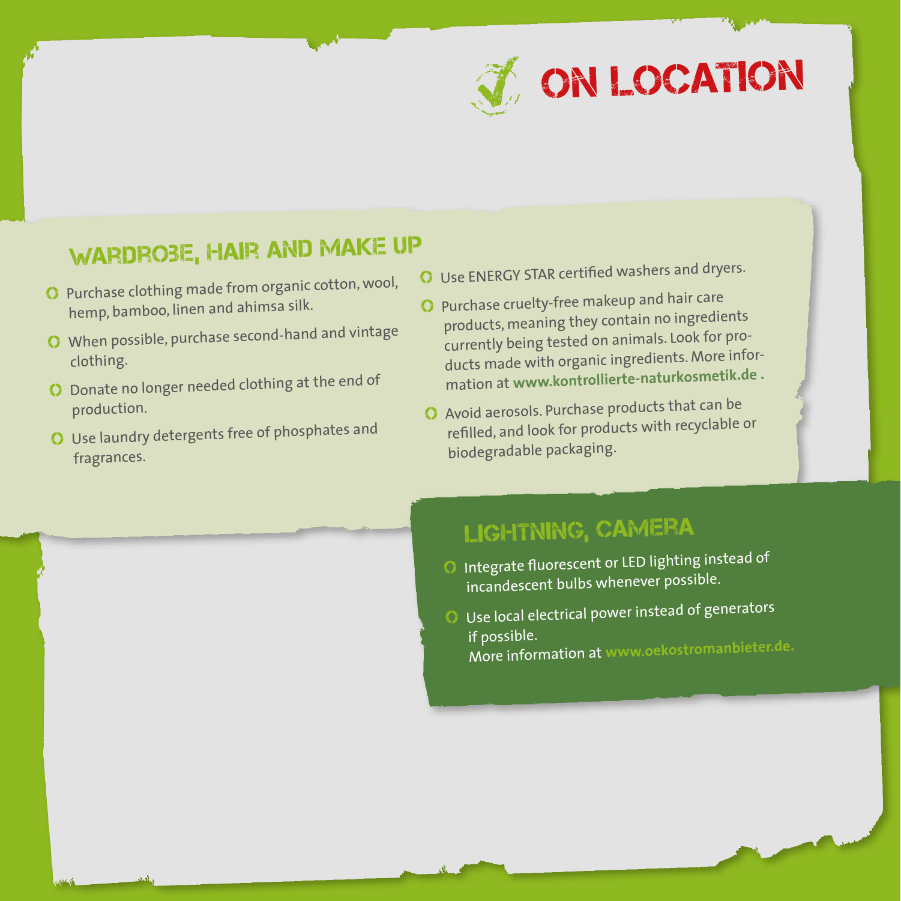# ON LOCATION

## WARDROBE, HAIR AND MAKE UP

- Purchase clothing made from organic cotton, wool, hemp, bamboo, linen and ahimsa silk.
- When possible, purchase second-hand and vintage clothing.
- Donate no longer needed clothing at the end of production.
- Use laundry detergents free of phosphates and fragrances.
- Use ENERGY STAR certified washers and dryers.
- Purchase cruelty-free makeup and hair care products, meaning they contain no ingredients currently being tested on animals. Look for products made with organic ingredients. More information at **www.kontrollierte-naturkosmetik.de** .
- Avoid aerosols. Purchase products that can be refilled, and look for products with recyclable or biodegradable packaging.

## LIGHTNING, CAMERA

- Integrate fluorescent or LED lighting instead of incandescent bulbs whenever possible.
- Use local electrical power instead of generators if possible.
  More information at **www.oekostromanbieter.de.**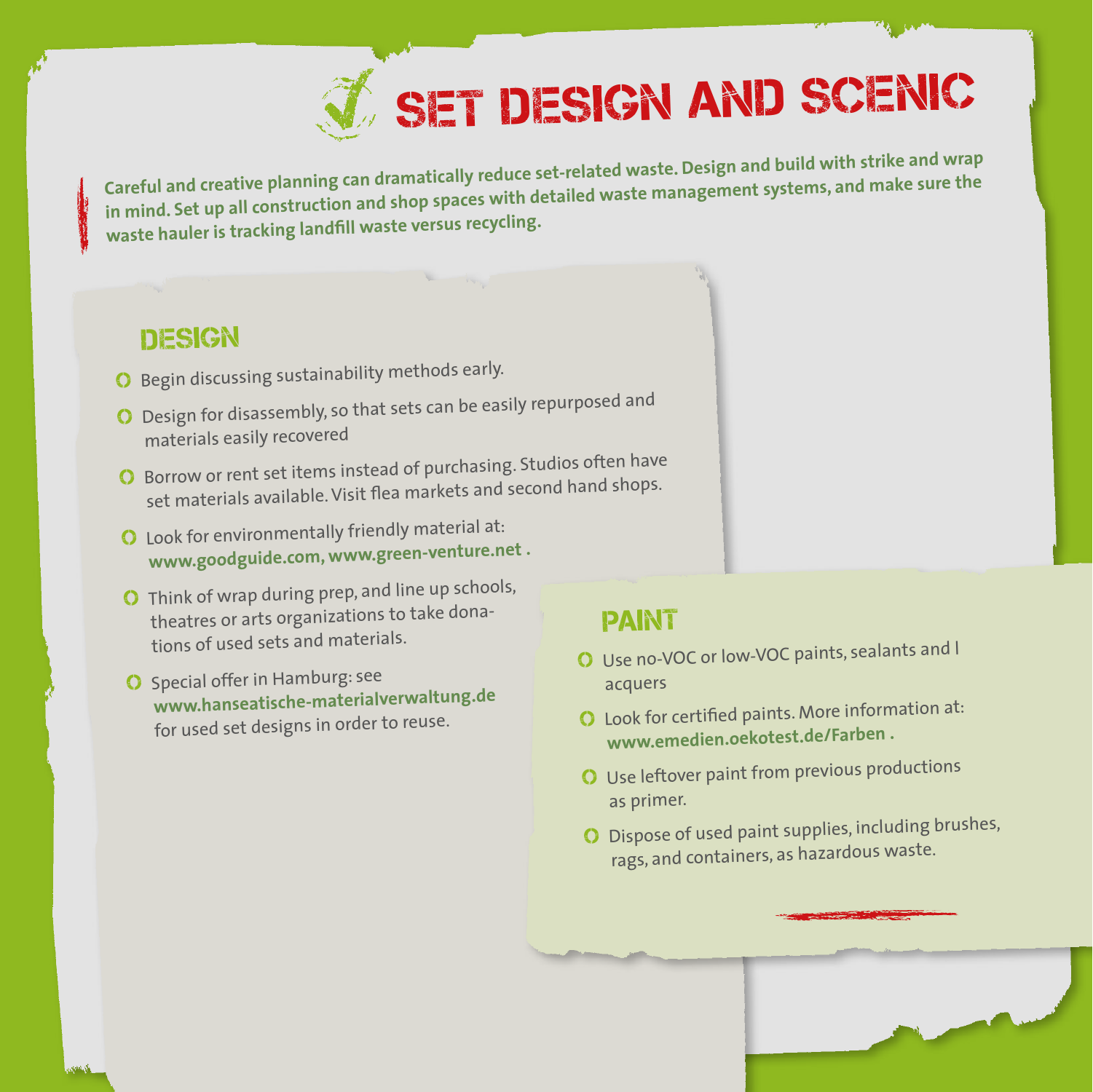# SET DESIGN AND SCENIC

**Careful and creative planning can dramatically reduce set-related waste. Design and build with strike and wrap in mind. Set up all construction and shop spaces with detailed waste management systems, and make sure the waste hauler is tracking landfill waste versus recycling.**

## DESIGN

- Begin discussing sustainability methods early.
- Design for disassembly, so that sets can be easily repurposed and materials easily recovered
- Borrow or rent set items instead of purchasing. Studios often have set materials available. Visit flea markets and second hand shops.
- Look for environmentally friendly material at: **www.goodguide.com, www.green-venture.net .**
- Think of wrap during prep, and line up schools, theatres or arts organizations to take donations of used sets and materials.
- Special offer in Hamburg: see **www.hanseatische-materialverwaltung.de** for used set designs in order to reuse.

## PAINT

- Use no-VOC or low-VOC paints, sealants and lacquers
- Look for certified paints. More information at: **www.emedien.oekotest.de/Farben .**
- Use leftover paint from previous productions as primer.
- Dispose of used paint supplies, including brushes, rags, and containers, as hazardous waste.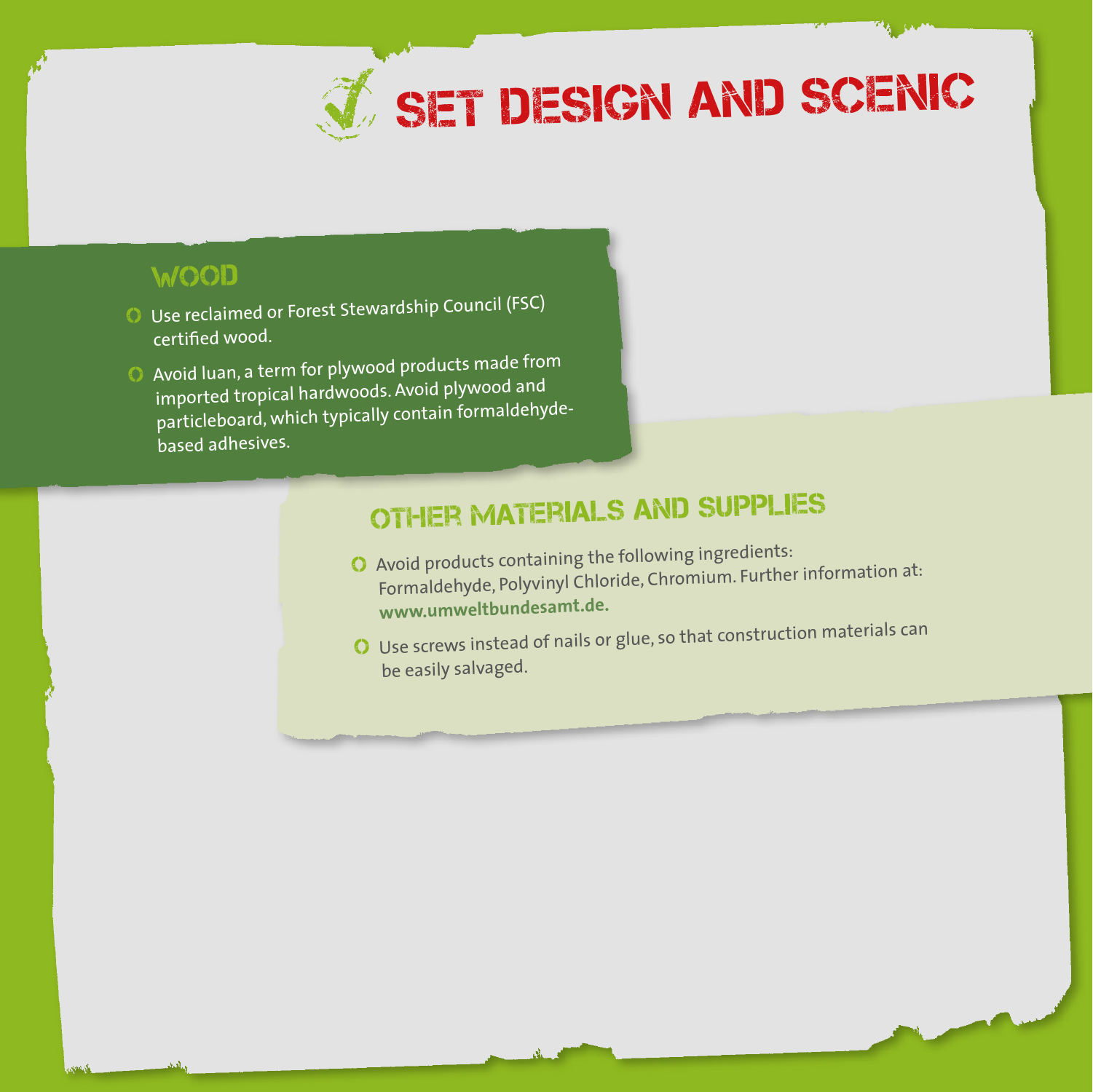# SET DESIGN AND SCENIC

## WOOD

- Use reclaimed or Forest Stewardship Council (FSC) certified wood.
- Avoid luan, a term for plywood products made from imported tropical hardwoods. Avoid plywood and particleboard, which typically contain formaldehyde-based adhesives.

## OTHER MATERIALS AND SUPPLIES

- Avoid products containing the following ingredients: Formaldehyde, Polyvinyl Chloride, Chromium. Further information at: **www.umweltbundesamt.de.**
- Use screws instead of nails or glue, so that construction materials can be easily salvaged.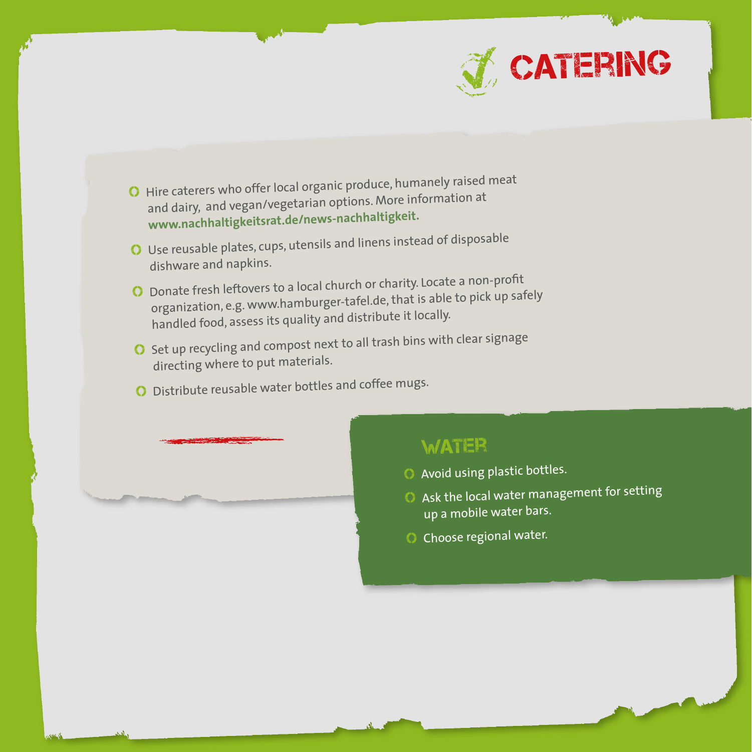# CATERING

- Hire caterers who offer local organic produce, humanely raised meat and dairy, and vegan/vegetarian options. More information at **www.nachhaltigkeitsrat.de/news-nachhaltigkeit.**
- Use reusable plates, cups, utensils and linens instead of disposable dishware and napkins.
- Donate fresh leftovers to a local church or charity. Locate a non-profit organization, e.g. www.hamburger-tafel.de, that is able to pick up safely handled food, assess its quality and distribute it locally.
- Set up recycling and compost next to all trash bins with clear signage directing where to put materials.
- Distribute reusable water bottles and coffee mugs.

## WATER

- Avoid using plastic bottles.
- Ask the local water management for setting up a mobile water bars.
- Choose regional water.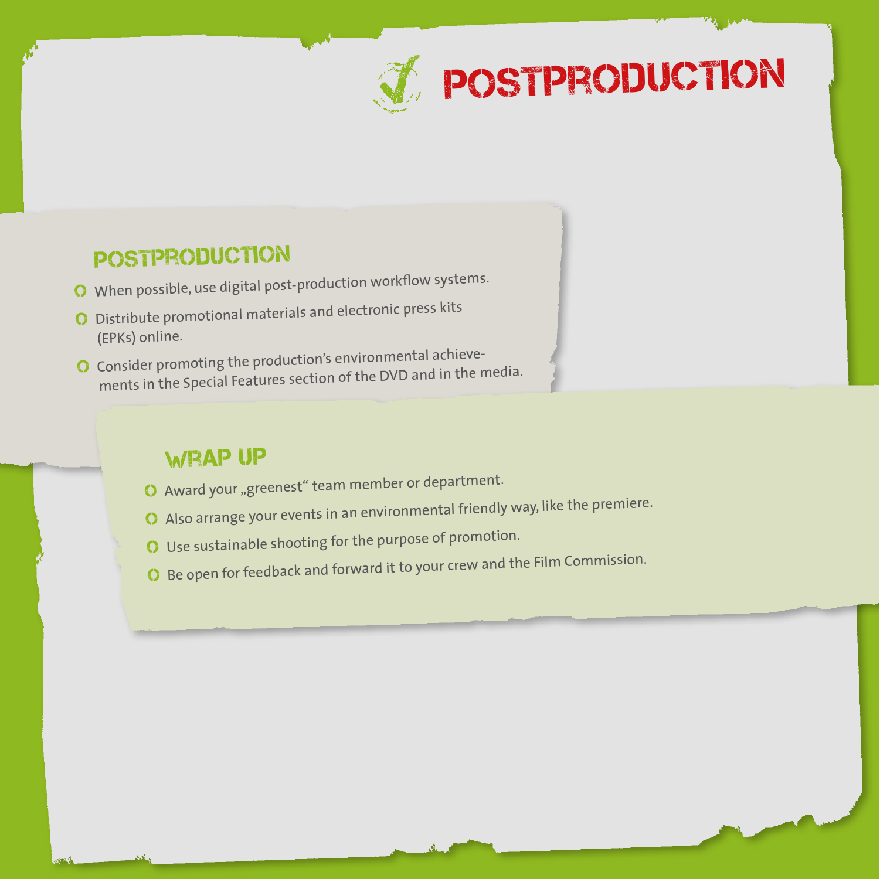# POSTPRODUCTION

## POSTPRODUCTION

- When possible, use digital post-production workflow systems.
- Distribute promotional materials and electronic press kits (EPKs) online.
- Consider promoting the production's environmental achievements in the Special Features section of the DVD and in the media.

## WRAP UP

- Award your „greenest" team member or department.
- Also arrange your events in an environmental friendly way, like the premiere.
- Use sustainable shooting for the purpose of promotion.
- Be open for feedback and forward it to your crew and the Film Commission.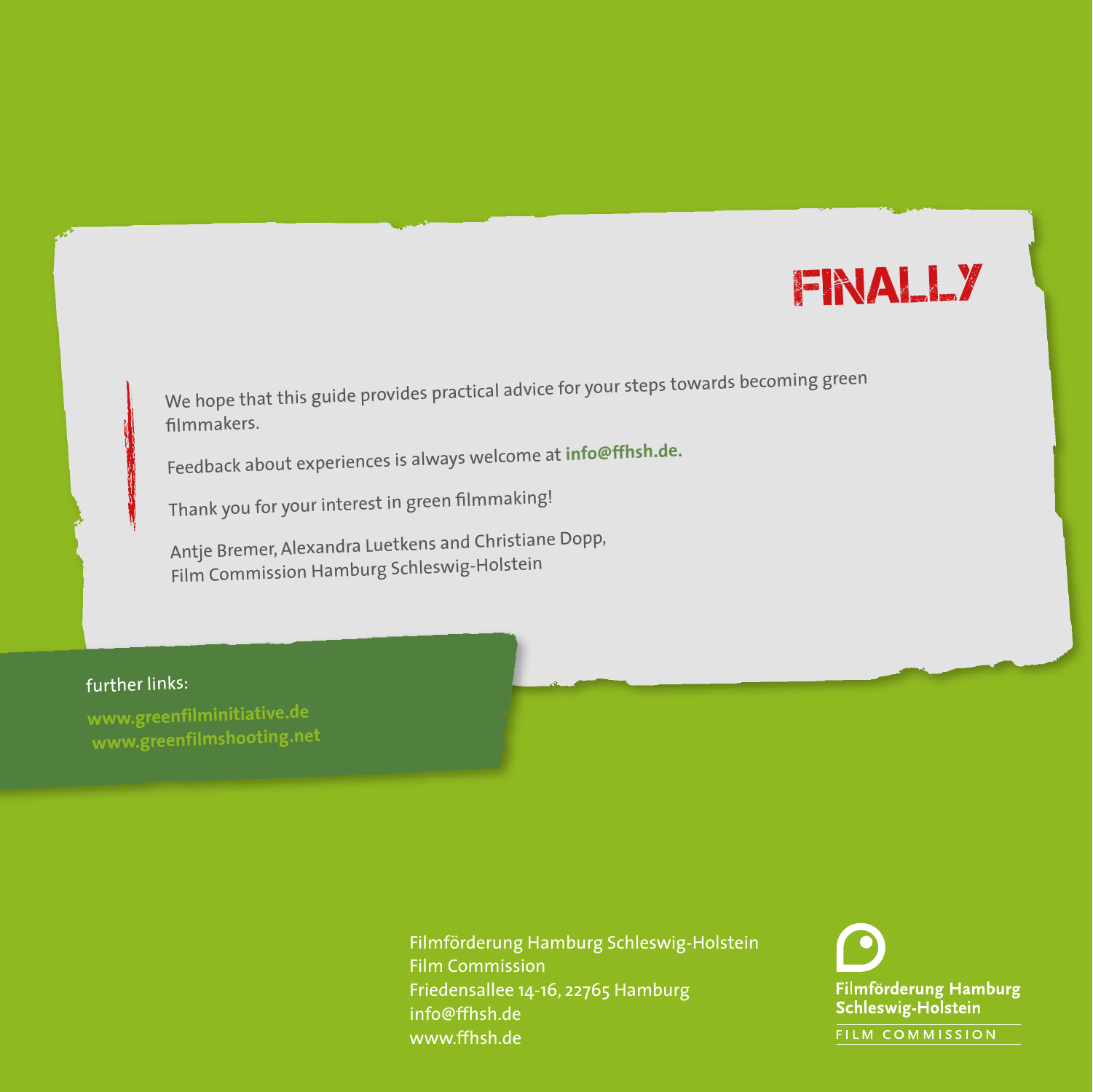# FINALLY

We hope that this guide provides practical advice for your steps towards becoming green filmmakers.

Feedback about experiences is always welcome at **info@ffhsh.de.**

Thank you for your interest in green filmmaking!

Antje Bremer, Alexandra Luetkens and Christiane Dopp,
Film Commission Hamburg Schleswig-Holstein

further links:

**www.greenfilminitiative.de**
**www.greenfilmshooting.net**

Filmförderung Hamburg Schleswig-Holstein
Film Commission
Friedensallee 14-16, 22765 Hamburg
info@ffhsh.de
www.ffhsh.de

**Filmförderung Hamburg Schleswig-Holstein**
FILM COMMISSION